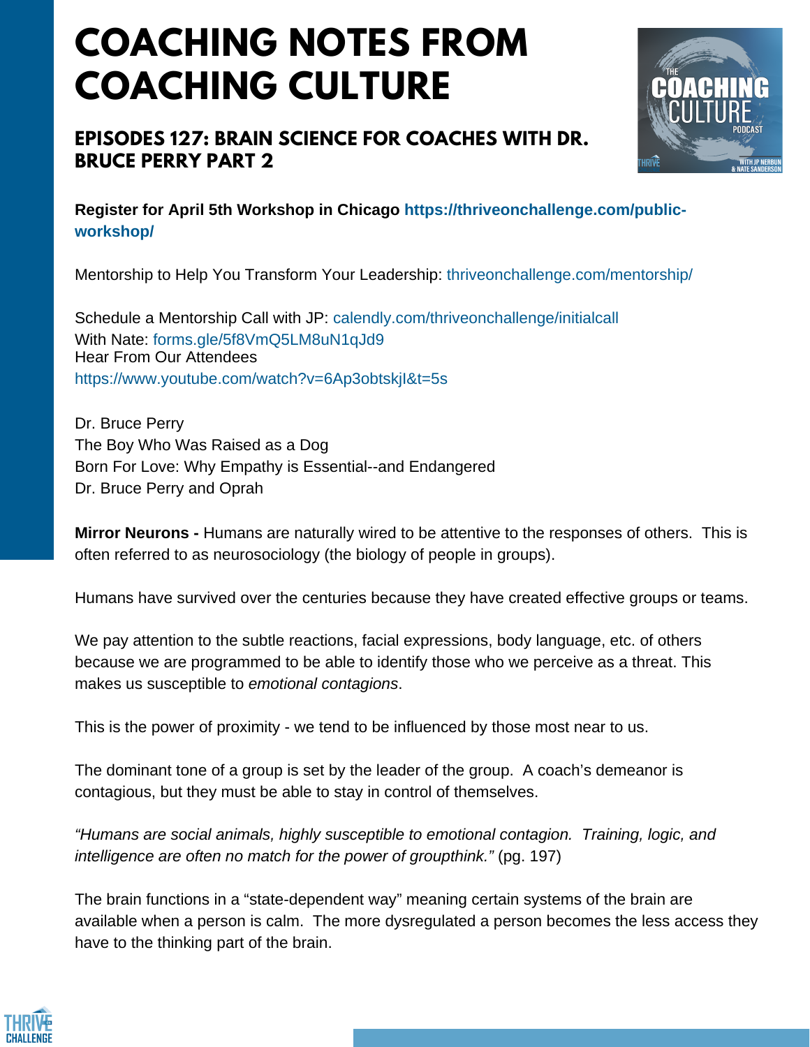# COACHING NOTES FROM COACHING CULTURE

## EPISODES 127: BRAIN SCIENCE FOR COACHES WITH DR. BRUCE PERRY PART 2

**Register for April 5th Workshop in Chicago https://thriveonchallenge.com/public-workshop/**

Mentorship to Help You Transform Your Leadership: thriveonchallenge.com/mentorship/

Schedule a Mentorship Call with JP: calendly.com/thriveonchallenge/initialcall
With Nate: forms.gle/5f8VmQ5LM8uN1qJd9
Hear From Our Attendees
https://www.youtube.com/watch?v=6Ap3obtskjI&t=5s

Dr. Bruce Perry
The Boy Who Was Raised as a Dog
Born For Love: Why Empathy is Essential--and Endangered
Dr. Bruce Perry and Oprah

**Mirror Neurons -** Humans are naturally wired to be attentive to the responses of others. This is often referred to as neurosociology (the biology of people in groups).

Humans have survived over the centuries because they have created effective groups or teams.

We pay attention to the subtle reactions, facial expressions, body language, etc. of others because we are programmed to be able to identify those who we perceive as a threat. This makes us susceptible to *emotional contagions*.

This is the power of proximity - we tend to be influenced by those most near to us.

The dominant tone of a group is set by the leader of the group. A coach's demeanor is contagious, but they must be able to stay in control of themselves.

*"Humans are social animals, highly susceptible to emotional contagion. Training, logic, and intelligence are often no match for the power of groupthink."* (pg. 197)

The brain functions in a "state-dependent way" meaning certain systems of the brain are available when a person is calm. The more dysregulated a person becomes the less access they have to the thinking part of the brain.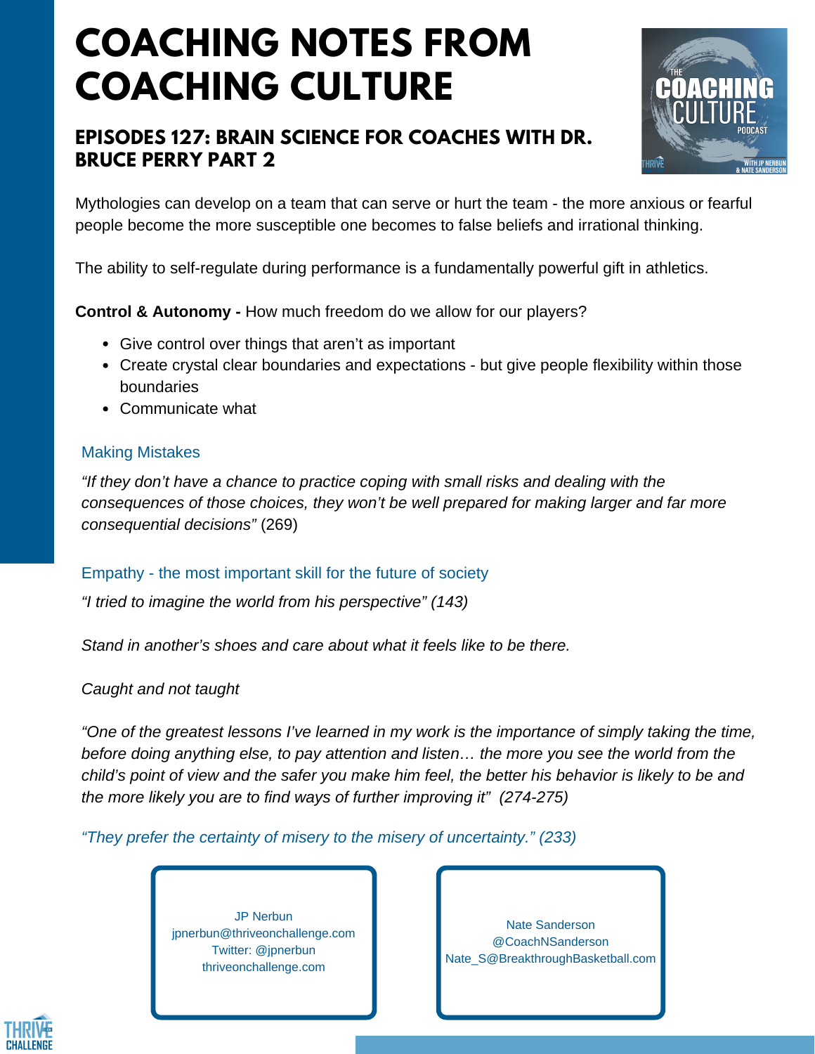# COACHING NOTES FROM COACHING CULTURE

## EPISODES 127: BRAIN SCIENCE FOR COACHES WITH DR. BRUCE PERRY PART 2

Mythologies can develop on a team that can serve or hurt the team - the more anxious or fearful people become the more susceptible one becomes to false beliefs and irrational thinking.

The ability to self-regulate during performance is a fundamentally powerful gift in athletics.

**Control & Autonomy -** How much freedom do we allow for our players?

- Give control over things that aren't as important
- Create crystal clear boundaries and expectations - but give people flexibility within those boundaries
- Communicate what

### Making Mistakes

*"If they don't have a chance to practice coping with small risks and dealing with the consequences of those choices, they won't be well prepared for making larger and far more consequential decisions"* (269)

### Empathy - the most important skill for the future of society

*"I tried to imagine the world from his perspective" (143)*

*Stand in another's shoes and care about what it feels like to be there.*

*Caught and not taught*

*"One of the greatest lessons I've learned in my work is the importance of simply taking the time, before doing anything else, to pay attention and listen… the more you see the world from the child's point of view and the safer you make him feel, the better his behavior is likely to be and the more likely you are to find ways of further improving it" (274-275)*

*"They prefer the certainty of misery to the misery of uncertainty." (233)*

JP Nerbun
jpnerbun@thriveonchallenge.com
Twitter: @jpnerbun
thriveonchallenge.com

Nate Sanderson
@CoachNSanderson
Nate_S@BreakthroughBasketball.com